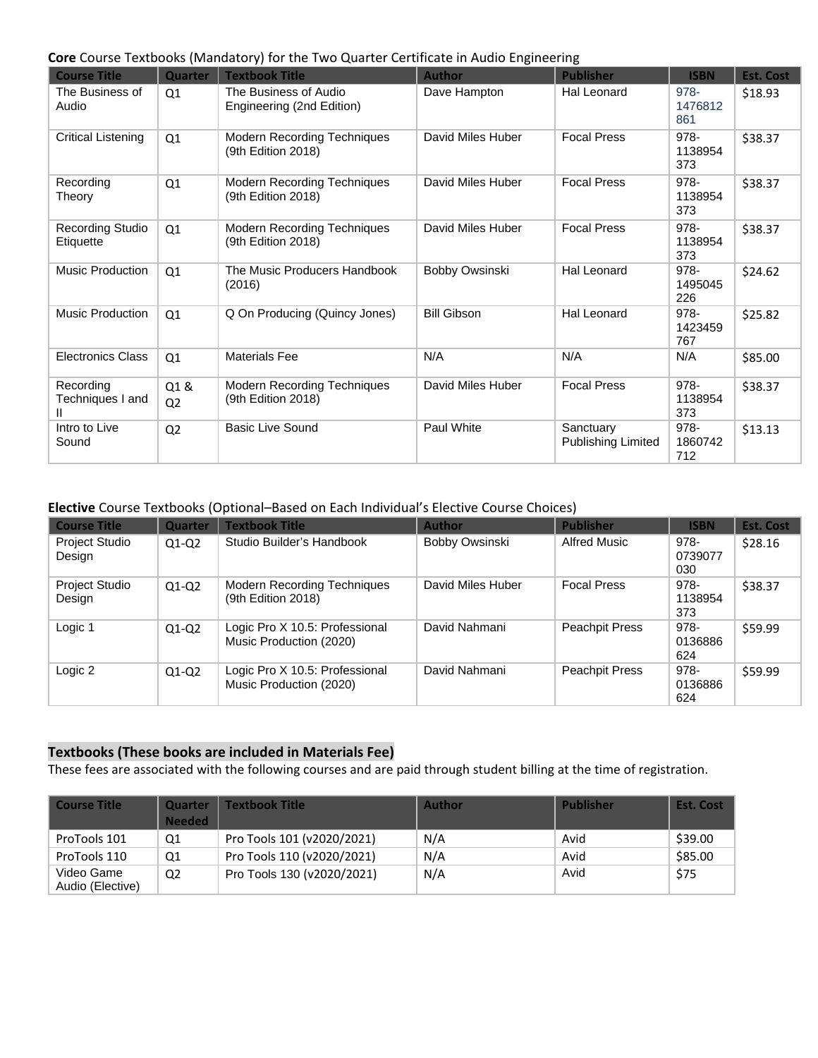**Core** Course Textbooks (Mandatory) for the Two Quarter Certificate in Audio Engineering

| Course Title | Quarter | Textbook Title | Author | Publisher | ISBN | Est. Cost |
|---|---|---|---|---|---|---|
| The Business of Audio | Q1 | The Business of Audio Engineering (2nd Edition) | Dave Hampton | Hal Leonard | 978-1476812861 | $18.93 |
| Critical Listening | Q1 | Modern Recording Techniques (9th Edition 2018) | David Miles Huber | Focal Press | 978-1138954373 | $38.37 |
| Recording Theory | Q1 | Modern Recording Techniques (9th Edition 2018) | David Miles Huber | Focal Press | 978-1138954373 | $38.37 |
| Recording Studio Etiquette | Q1 | Modern Recording Techniques (9th Edition 2018) | David Miles Huber | Focal Press | 978-1138954373 | $38.37 |
| Music Production | Q1 | The Music Producers Handbook (2016) | Bobby Owsinski | Hal Leonard | 978-1495045226 | $24.62 |
| Music Production | Q1 | Q On Producing (Quincy Jones) | Bill Gibson | Hal Leonard | 978-1423459767 | $25.82 |
| Electronics Class | Q1 | Materials Fee | N/A | N/A | N/A | $85.00 |
| Recording Techniques I and II | Q1 & Q2 | Modern Recording Techniques (9th Edition 2018) | David Miles Huber | Focal Press | 978-1138954373 | $38.37 |
| Intro to Live Sound | Q2 | Basic Live Sound | Paul White | Sanctuary Publishing Limited | 978-1860742712 | $13.13 |

**Elective** Course Textbooks (Optional–Based on Each Individual's Elective Course Choices)

| Course Title | Quarter | Textbook Title | Author | Publisher | ISBN | Est. Cost |
|---|---|---|---|---|---|---|
| Project Studio Design | Q1-Q2 | Studio Builder's Handbook | Bobby Owsinski | Alfred Music | 978-0739077030 | $28.16 |
| Project Studio Design | Q1-Q2 | Modern Recording Techniques (9th Edition 2018) | David Miles Huber | Focal Press | 978-1138954373 | $38.37 |
| Logic 1 | Q1-Q2 | Logic Pro X 10.5: Professional Music Production (2020) | David Nahmani | Peachpit Press | 978-0136886624 | $59.99 |
| Logic 2 | Q1-Q2 | Logic Pro X 10.5: Professional Music Production (2020) | David Nahmani | Peachpit Press | 978-0136886624 | $59.99 |

**Textbooks (These books are included in Materials Fee)**

These fees are associated with the following courses and are paid through student billing at the time of registration.

| Course Title | Quarter Needed | Textbook Title | Author | Publisher | Est. Cost |
|---|---|---|---|---|---|
| ProTools 101 | Q1 | Pro Tools 101 (v2020/2021) | N/A | Avid | $39.00 |
| ProTools 110 | Q1 | Pro Tools 110 (v2020/2021) | N/A | Avid | $85.00 |
| Video Game Audio (Elective) | Q2 | Pro Tools 130 (v2020/2021) | N/A | Avid | $75 |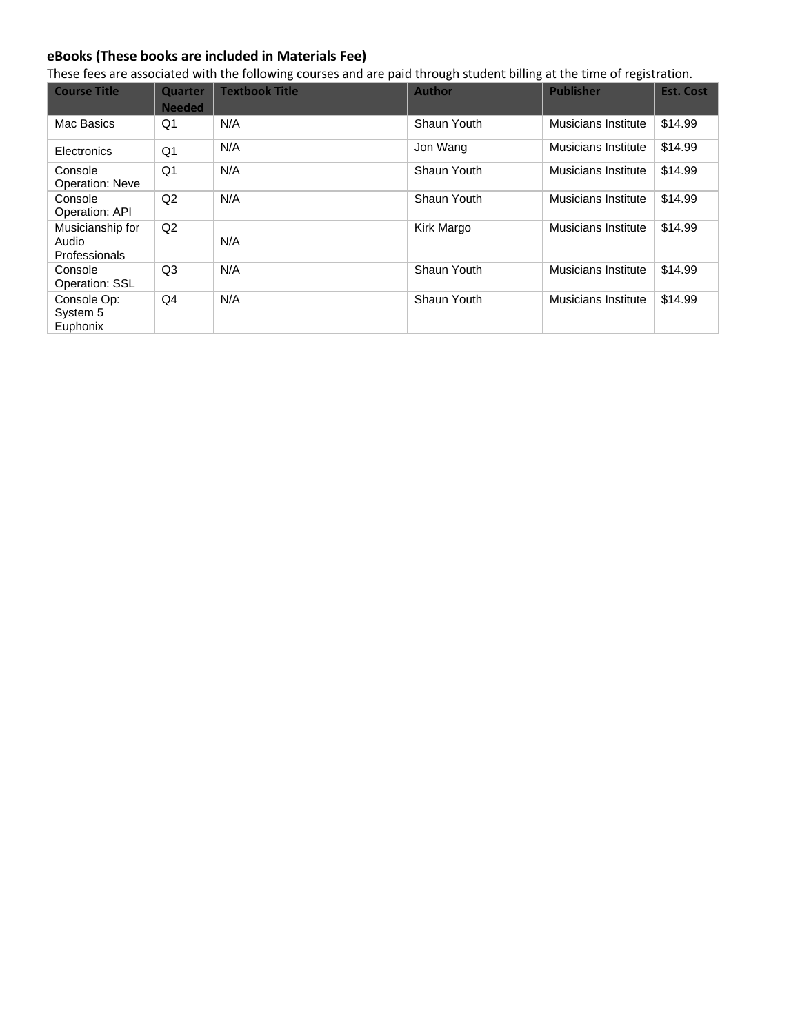**eBooks (These books are included in Materials Fee)**

These fees are associated with the following courses and are paid through student billing at the time of registration.

| Course Title | Quarter Needed | Textbook Title | Author | Publisher | Est. Cost |
|---|---|---|---|---|---|
| Mac Basics | Q1 | N/A | Shaun Youth | Musicians Institute | $14.99 |
| Electronics | Q1 | N/A | Jon Wang | Musicians Institute | $14.99 |
| Console Operation: Neve | Q1 | N/A | Shaun Youth | Musicians Institute | $14.99 |
| Console Operation: API | Q2 | N/A | Shaun Youth | Musicians Institute | $14.99 |
| Musicianship for Audio Professionals | Q2 | N/A | Kirk Margo | Musicians Institute | $14.99 |
| Console Operation: SSL | Q3 | N/A | Shaun Youth | Musicians Institute | $14.99 |
| Console Op: System 5 Euphonix | Q4 | N/A | Shaun Youth | Musicians Institute | $14.99 |